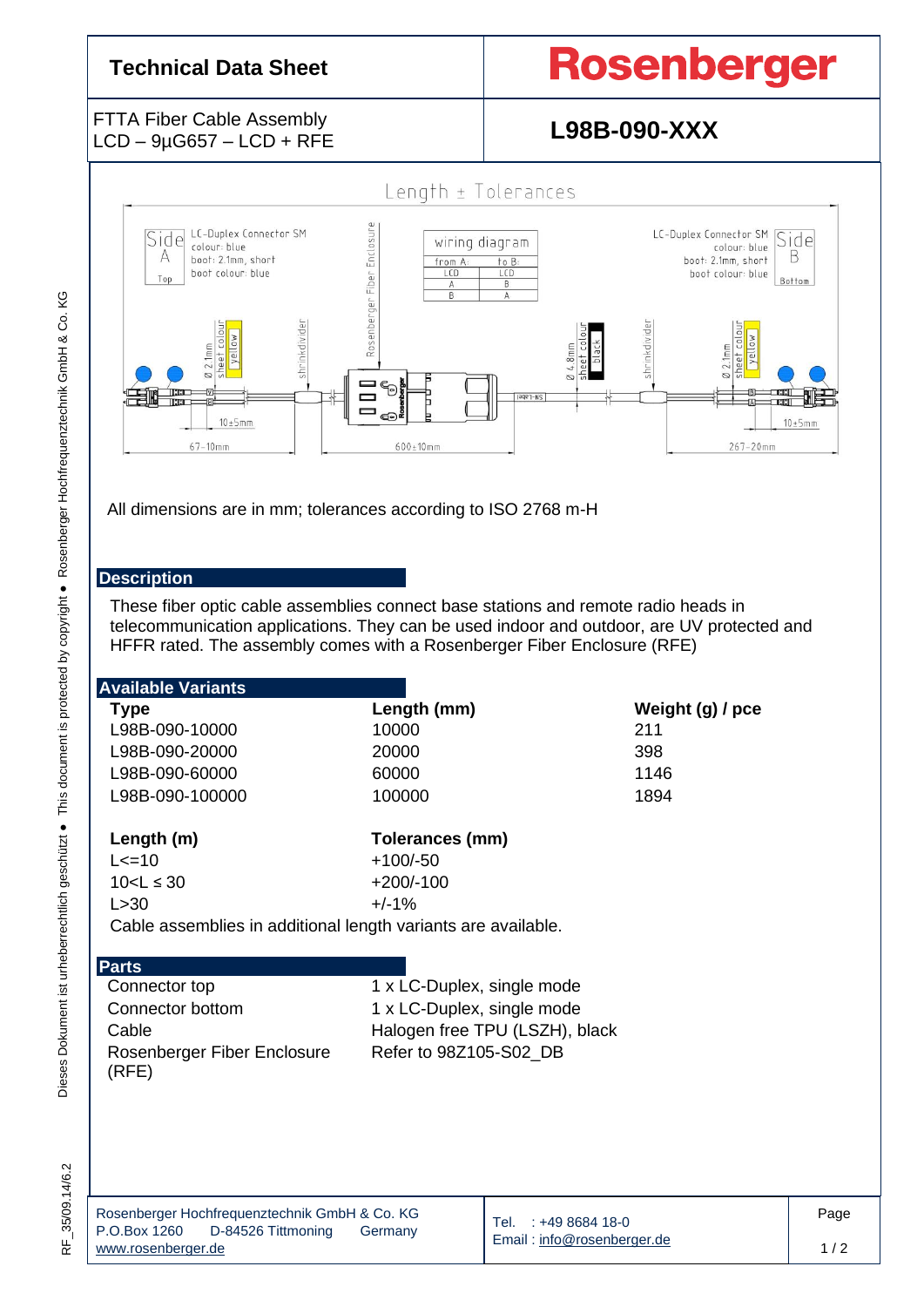# Technical Data Sheet

**Rosenberger**

FTTA Fiber Cable Assembly
LCD – 9µG657 – LCD + RFE

**L98B-090-XXX**

Length ± Tolerances

Side A — Top
LC-Duplex Connector SM
colour: blue
boot: 2.1mm, short
boot colour: blue

Side B — Bottom
LC-Duplex Connector SM
colour: blue
boot: 2.1mm, short
boot colour: blue

Wiring diagram

| from A: LCD | to B: LCD |
|---|---|
| A | B |
| B | A |

Ø 2.1mm sheet colour yellow — shrinkdivider — Rosenberger Fiber Enclosure — Ø 4.8mm sheet colour black — shrinkdivider — Ø 2.1mm sheet colour yellow

10±5mm — 67-10mm — 600±10mm — 267-20mm — 10±5mm

All dimensions are in mm; tolerances according to ISO 2768 m-H

## Description

These fiber optic cable assemblies connect base stations and remote radio heads in telecommunication applications. They can be used indoor and outdoor, are UV protected and HFFR rated. The assembly comes with a Rosenberger Fiber Enclosure (RFE)

## Available Variants

| Type | Length (mm) | Weight (g) / pce |
|---|---|---|
| L98B-090-10000 | 10000 | 211 |
| L98B-090-20000 | 20000 | 398 |
| L98B-090-60000 | 60000 | 1146 |
| L98B-090-100000 | 100000 | 1894 |

| Length (m) | Tolerances (mm) |
|---|---|
| L<=10 | +100/-50 |
| 10<L ≤ 30 | +200/-100 |
| L>30 | +/-1% |

Cable assemblies in additional length variants are available.

## Parts

| | |
|---|---|
| Connector top | 1 x LC-Duplex, single mode |
| Connector bottom | 1 x LC-Duplex, single mode |
| Cable | Halogen free TPU (LSZH), black |
| Rosenberger Fiber Enclosure (RFE) | Refer to 98Z105-S02_DB |

Rosenberger Hochfrequenztechnik GmbH & Co. KG
P.O.Box 1260 D-84526 Tittmoning Germany
www.rosenberger.de

Tel. : +49 8684 18-0
Email : info@rosenberger.de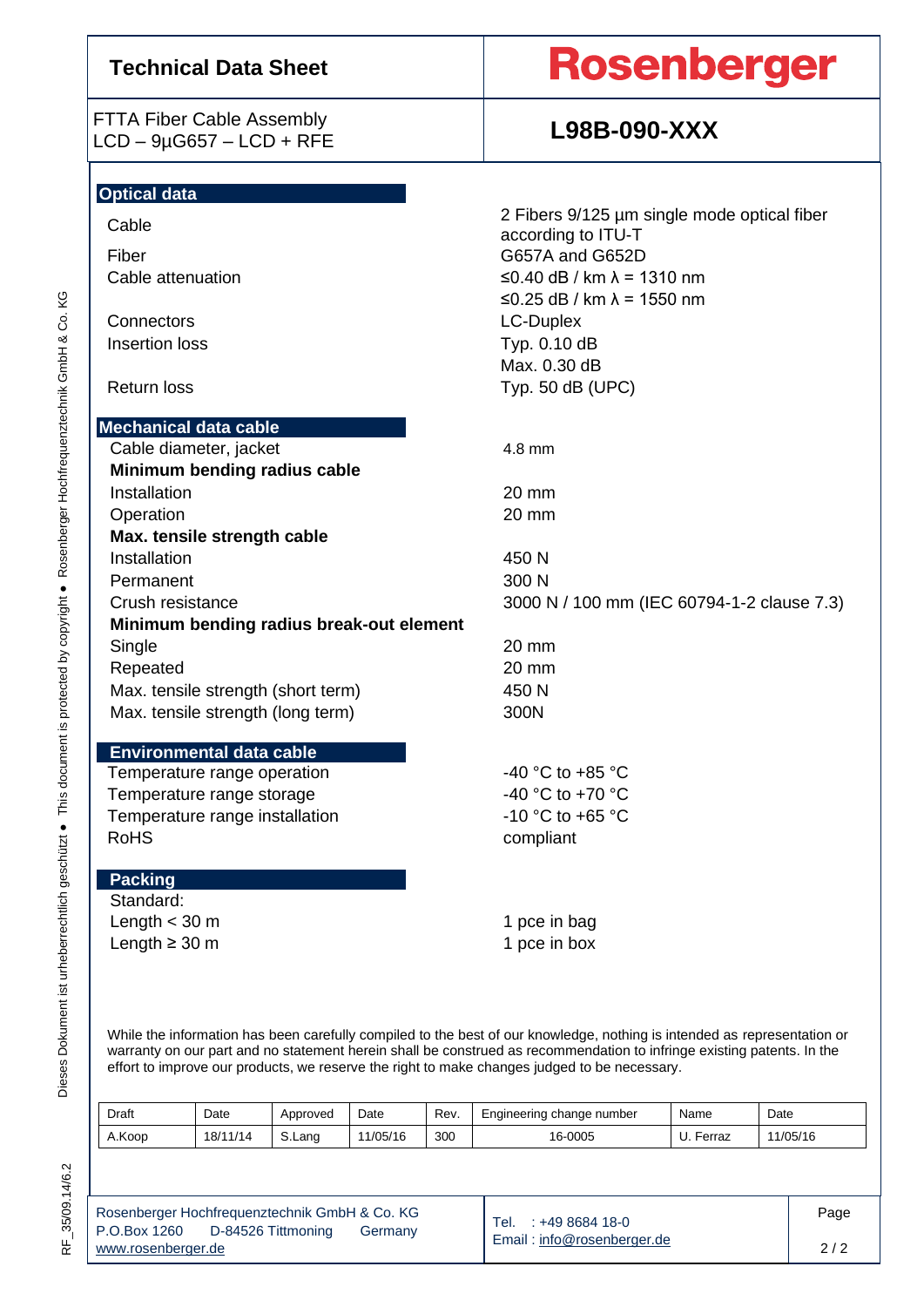| Technical Data Sheet | Rosenberger |
| --- | --- |
| FTTA Fiber Cable Assembly<br>LCD – 9µG657 – LCD + RFE | **L98B-090-XXX** |

## Optical data

| | |
| --- | --- |
| Cable | 2 Fibers 9/125 µm single mode optical fiber according to ITU-T |
| Fiber | G657A and G652D |
| Cable attenuation | ≤0.40 dB / km λ = 1310 nm<br>≤0.25 dB / km λ = 1550 nm |
| Connectors | LC-Duplex |
| Insertion loss | Typ. 0.10 dB<br>Max. 0.30 dB |
| Return loss | Typ. 50 dB (UPC) |

## Mechanical data cable

| | |
| --- | --- |
| Cable diameter, jacket | 4.8 mm |
| **Minimum bending radius cable** | |
| Installation | 20 mm |
| Operation | 20 mm |
| **Max. tensile strength cable** | |
| Installation | 450 N |
| Permanent | 300 N |
| Crush resistance | 3000 N / 100 mm (IEC 60794-1-2 clause 7.3) |
| **Minimum bending radius break-out element** | |
| Single | 20 mm |
| Repeated | 20 mm |
| Max. tensile strength (short term) | 450 N |
| Max. tensile strength (long term) | 300N |

## Environmental data cable

| | |
| --- | --- |
| Temperature range operation | -40 °C to +85 °C |
| Temperature range storage | -40 °C to +70 °C |
| Temperature range installation | -10 °C to +65 °C |
| RoHS | compliant |

## Packing

| | |
| --- | --- |
| Standard: | |
| Length < 30 m | 1 pce in bag |
| Length ≥ 30 m | 1 pce in box |

While the information has been carefully compiled to the best of our knowledge, nothing is intended as representation or warranty on our part and no statement herein shall be construed as recommendation to infringe existing patents. In the effort to improve our products, we reserve the right to make changes judged to be necessary.

| Draft | Date | Approved | Date | Rev. | Engineering change number | Name | Date |
| --- | --- | --- | --- | --- | --- | --- | --- |
| A.Koop | 18/11/14 | S.Lang | 11/05/16 | 300 | 16-0005 | U. Ferraz | 11/05/16 |

Rosenberger Hochfrequenztechnik GmbH & Co. KG
P.O.Box 1260 D-84526 Tittmoning Germany
www.rosenberger.de

Tel. : +49 8684 18-0
Email : info@rosenberger.de

Dieses Dokument ist urheberrechtlich geschützt • This document is protected by copyright • Rosenberger Hochfrequenztechnik GmbH & Co. KG

RF_35/09.14/6.2